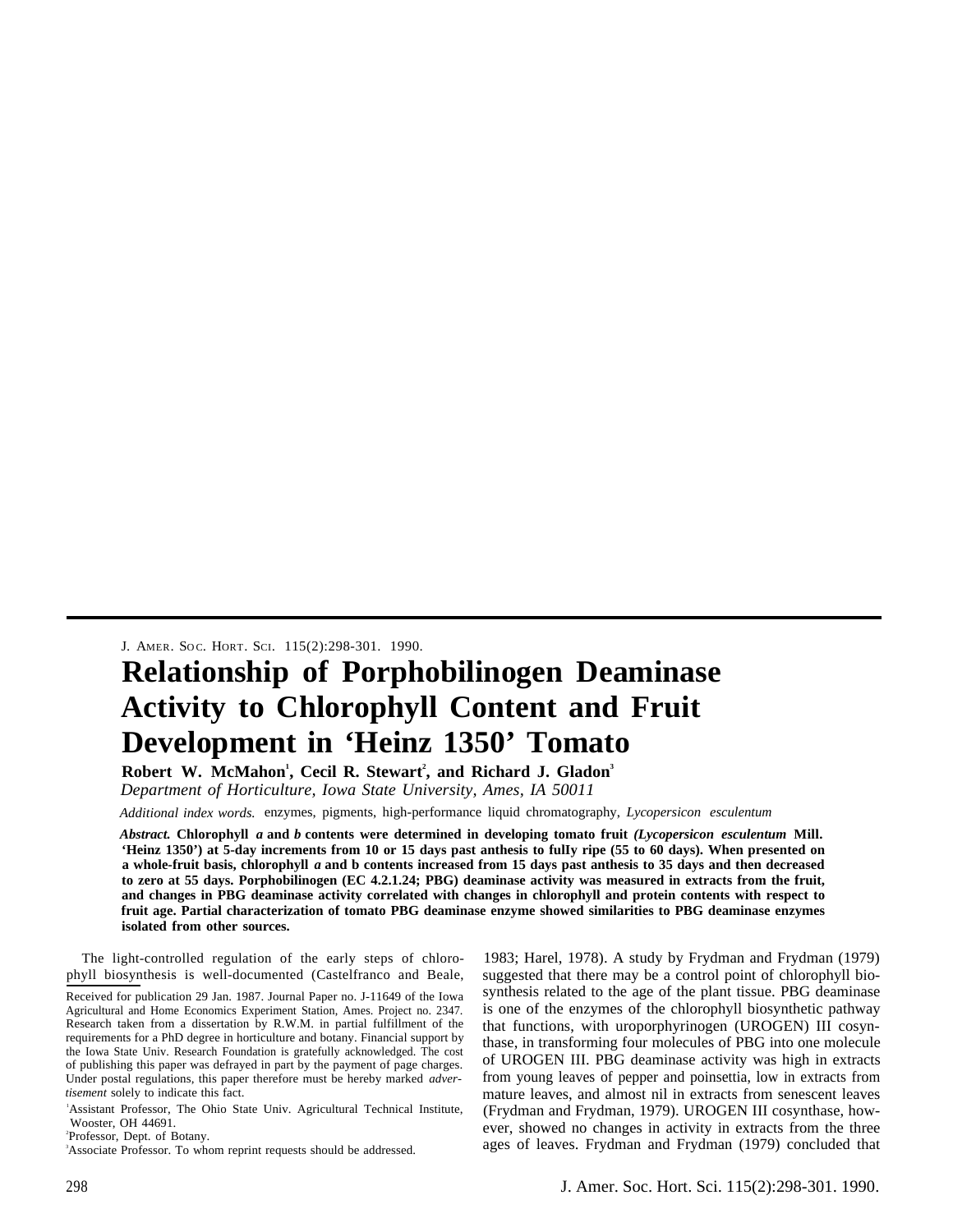# Relationship of Porphobilinogen Deaminase Activity to Chlorophyll Content and Fruit Development in 'Heinz 1350' Tomato

**Robert W. McMahon**[1], **Cecil R. Stewart**[2], **and Richard J. Gladon**[3]

*Department of Horticulture, Iowa State University, Ames, IA 50011*

*Additional index words.* enzymes, pigments, high-performance liquid chromatography, *Lycopersicon esculentum*

***Abstract.*** **Chlorophyll *a* and *b* contents were determined in developing tomato fruit *(Lycopersicon esculentum* Mill. 'Heinz 1350') at 5-day increments from 10 or 15 days past anthesis to fulIy ripe (55 to 60 days). When presented on a whole-fruit basis, chlorophyll *a* and b contents increased from 15 days past anthesis to 35 days and then decreased to zero at 55 days. Porphobilinogen (EC 4.2.1.24; PBG) deaminase activity was measured in extracts from the fruit, and changes in PBG deaminase activity correlated with changes in chlorophyll and protein contents with respect to fruit age. Partial characterization of tomato PBG deaminase enzyme showed similarities to PBG deaminase enzymes isolated from other sources.**

The light-controlled regulation of the early steps of chlorophyll biosynthesis is well-documented (Castelfranco and Beale, 1983; Harel, 1978). A study by Frydman and Frydman (1979) suggested that there may be a control point of chlorophyll biosynthesis related to the age of the plant tissue. PBG deaminase is one of the enzymes of the chlorophyll biosynthetic pathway that functions, with uroporphyrinogen (UROGEN) III cosynthase, in transforming four molecules of PBG into one molecule of UROGEN III. PBG deaminase activity was high in extracts from young leaves of pepper and poinsettia, low in extracts from mature leaves, and almost nil in extracts from senescent leaves (Frydman and Frydman, 1979). UROGEN III cosynthase, however, showed no changes in activity in extracts from the three ages of leaves. Frydman and Frydman (1979) concluded that

---

Received for publication 29 Jan. 1987. Journal Paper no. J-11649 of the Iowa Agricultural and Home Economics Experiment Station, Ames. Project no. 2347. Research taken from a dissertation by R.W.M. in partial fulfillment of the requirements for a PhD degree in horticulture and botany. Financial support by the Iowa State Univ. Research Foundation is gratefully acknowledged. The cost of publishing this paper was defrayed in part by the payment of page charges. Under postal regulations, this paper therefore must be hereby marked *advertisement* solely to indicate this fact.

[1]Assistant Professor, The Ohio State Univ. Agricultural Technical Institute, Wooster, OH 44691.

[2]Professor, Dept. of Botany.

[3]Associate Professor. To whom reprint requests should be addressed.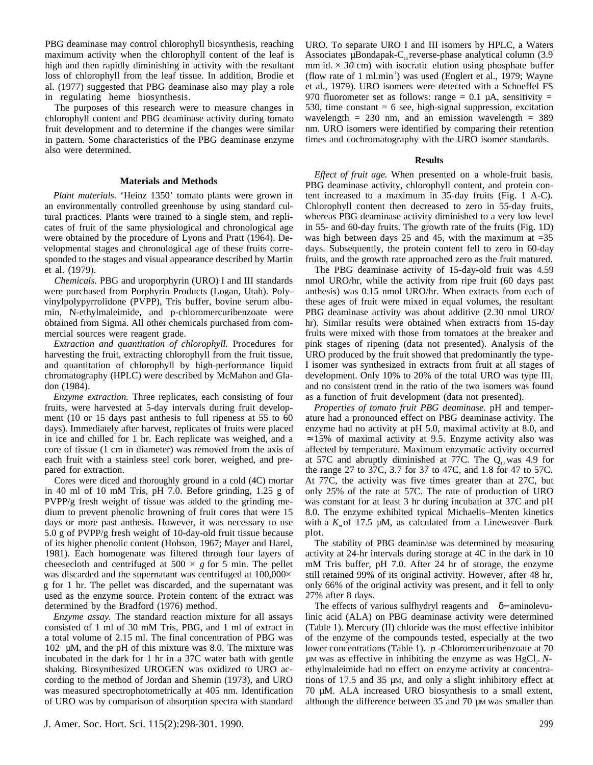PBG deaminase may control chlorophyll biosynthesis, reaching maximum activity when the chlorophyll content of the leaf is high and then rapidly diminishing in activity with the resultant loss of chlorophyll from the leaf tissue. In addition, Brodie et al. (1977) suggested that PBG deaminase also may play a role in regulating heme biosynthesis.

The purposes of this research were to measure changes in chlorophyll content and PBG deaminase activity during tomato fruit development and to determine if the changes were similar in pattern. Some characteristics of the PBG deaminase enzyme also were determined.

## Materials and Methods

*Plant materials.* 'Heinz 1350' tomato plants were grown in an environmentally controlled greenhouse by using standard cultural practices. Plants were trained to a single stem, and replicates of fruit of the same physiological and chronological age were obtained by the procedure of Lyons and Pratt (1964). Developmental stages and chronological age of these fruits corresponded to the stages and visual appearance described by Martin et al. (1979).

*Chemicals.* PBG and uroporphyrin (URO) I and III standards were purchased from Porphyrin Products (Logan, Utah). Polyvinylpolypyrrolidone (PVPP), Tris buffer, bovine serum albumin, N-ethylmaleimide, and p-chloromercuribenzoate were obtained from Sigma. All other chemicals purchased from commercial sources were reagent grade.

*Extraction and quantitation of chlorophyll.* Procedures for harvesting the fruit, extracting chlorophyll from the fruit tissue, and quantitation of chlorophyll by high-performance liquid chromatography (HPLC) were described by McMahon and Gladon (1984).

*Enzyme extraction.* Three replicates, each consisting of four fruits, were harvested at 5-day intervals during fruit development (10 or 15 days past anthesis to full ripeness at 55 to 60 days). Immediately after harvest, replicates of fruits were placed in ice and chilled for 1 hr. Each replicate was weighed, and a core of tissue (1 cm in diameter) was removed from the axis of each fruit with a stainless steel cork borer, weighed, and prepared for extraction.

Cores were diced and thoroughly ground in a cold (4C) mortar in 40 ml of 10 mM Tris, pH 7.0. Before grinding, 1.25 g of PVPP/g fresh weight of tissue was added to the grinding medium to prevent phenolic browning of fruit cores that were 15 days or more past anthesis. However, it was necessary to use 5.0 g of PVPP/g fresh weight of 10-day-old fruit tissue because of its higher phenolic content (Hobson, 1967; Mayer and Harel, 1981). Each homogenate was filtered through four layers of cheesecloth and centrifuged at $500 \times g$ for 5 min. The pellet was discarded and the supernatant was centrifuged at $100{,}000 \times g$ for 1 hr. The pellet was discarded, and the supernatant was used as the enzyme source. Protein content of the extract was determined by the Bradford (1976) method.

*Enzyme assay.* The standard reaction mixture for all assays consisted of 1 ml of 30 mM Tris, PBG, and 1 ml of extract in a total volume of 2.15 ml. The final concentration of PBG was 102 μM, and the pH of this mixture was 8.0. The mixture was incubated in the dark for 1 hr in a 37C water bath with gentle shaking. Biosynthesized UROGEN was oxidized to URO according to the method of Jordan and Shemin (1973), and URO was measured spectrophotometrically at 405 nm. Identification of URO was by comparison of absorption spectra with standard URO. To separate URO I and III isomers by HPLC, a Waters Associates μBondapak-$C_{18}$ reverse-phase analytical column (3.9 mm id. × *30* cm) with isocratic elution using phosphate buffer (flow rate of 1 $ml \cdot min^{-1}$) was used (Englert et al., 1979; Wayne et al., 1979). URO isomers were detected with a Schoeffel FS 970 fluorometer set as follows: range = 0.1 μA, sensitivity = 530, time constant = 6 see, high-signal suppression, excitation wavelength = 230 nm, and an emission wavelength = 389 nm. URO isomers were identified by comparing their retention times and cochromatography with the URO isomer standards.

## Results

*Effect of fruit age.* When presented on a whole-fruit basis, PBG deaminase activity, chlorophyll content, and protein content increased to a maximum in 35-day fruits (Fig. 1 A-C). Chlorophyll content then decreased to zero in 55-day fruits, whereas PBG deaminase activity diminished to a very low level in 55- and 60-day fruits. The growth rate of the fruits (Fig. 1D) was high between days 25 and 45, with the maximum at ≈35 days. Subsequently, the protein content fell to zero in 60-day fruits, and the growth rate approached zero as the fruit matured.

The PBG deaminase activity of 15-day-old fruit was 4.59 nmol URO/hr, while the activity from ripe fruit (60 days past anthesis) was 0.15 nmol URO/hr. When extracts from each of these ages of fruit were mixed in equal volumes, the resultant PBG deaminase activity was about additive (2.30 nmol URO/hr). Similar results were obtained when extracts from 15-day fruits were mixed with those from tomatoes at the breaker and pink stages of ripening (data not presented). Analysis of the URO produced by the fruit showed that predominantly the type-I isomer was synthesized in extracts from fruit at all stages of development. Only 10% to 20% of the total URO was type III, and no consistent trend in the ratio of the two isomers was found as a function of fruit development (data not presented).

*Properties of tomato fruit PBG deaminase.* pH and temperature had a pronounced effect on PBG deaminase activity. The enzyme had no activity at pH 5.0, maximal activity at 8.0, and ≈15% of maximal activity at 9.5. Enzyme activity also was affected by temperature. Maximum enzymatic activity occurred at 57C and abruptly diminished at 77C. The $Q_{10}$ was 4.9 for the range 27 to 37C, 3.7 for 37 to 47C, and 1.8 for 47 to 57C. At 77C, the activity was five times greater than at 27C, but only 25% of the rate at 57C. The rate of production of URO was constant for at least 3 hr during incubation at 37C and pH 8.0. The enzyme exhibited typical Michaelis–Menten kinetics with a $K_m$ of 17.5 μM, as calculated from a Lineweaver–Burk plot.

The stability of PBG deaminase was determined by measuring activity at 24-hr intervals during storage at 4C in the dark in 10 mM Tris buffer, pH 7.0. After 24 hr of storage, the enzyme still retained 99% of its original activity. However, after 48 hr, only 66% of the original activity was present, and it fell to only 27% after 8 days.

The effects of various sulfhydryl reagents and δ-aminolevulinic acid (ALA) on PBG deaminase activity were determined (Table 1). Mercury (II) chloride was the most effective inhibitor of the enzyme of the compounds tested, especially at the two lower concentrations (Table 1). *p*-Chloromercuribenzoate at 70 μM was as effective in inhibiting the enzyme as was $HgCl_2$. *N*-ethylmaleimide had no effect on enzyme activity at concentrations of 17.5 and 35 μM, and only a slight inhibitory effect at 70 μM. ALA increased URO biosynthesis to a small extent, although the difference between 35 and 70 μM was smaller than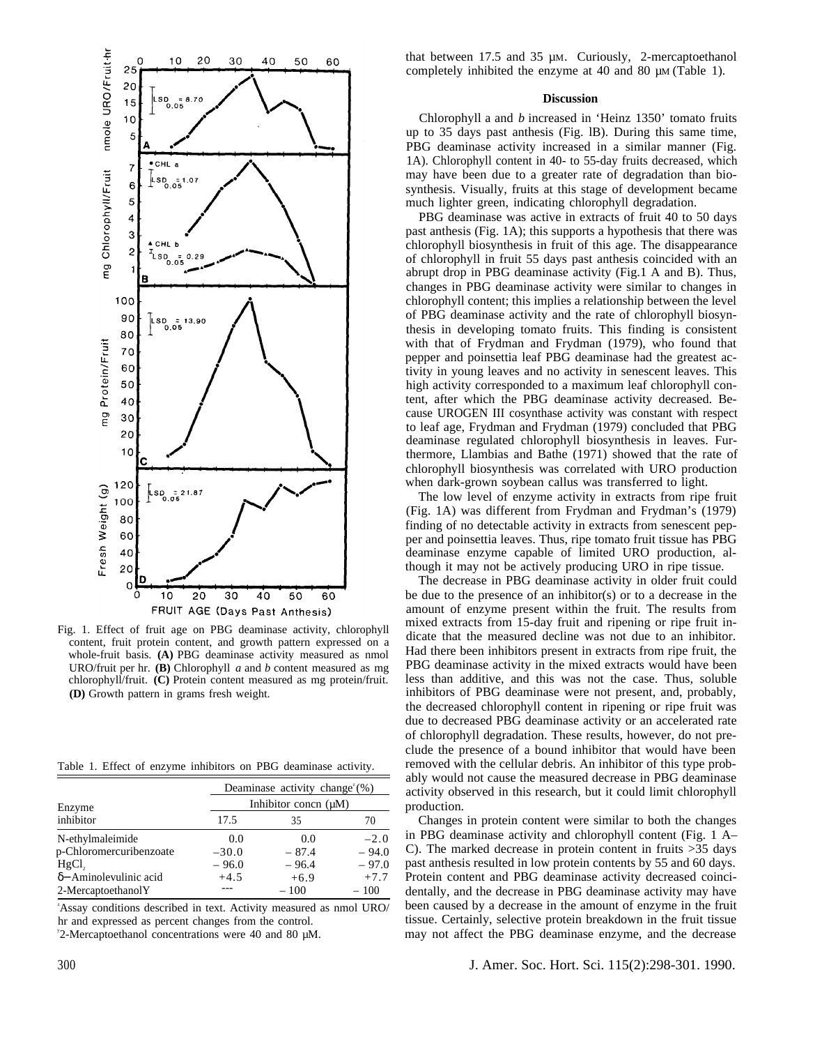Fig. 1. Effect of fruit age on PBG deaminase activity, chlorophyll content, fruit protein content, and growth pattern expressed on a whole-fruit basis. **(A)** PBG deaminase activity measured as nmol URO/fruit per hr. **(B)** Chlorophyll *a* and *b* content measured as mg chlorophyll/fruit. **(C)** Protein content measured as mg protein/fruit. **(D)** Growth pattern in grams fresh weight.

Table 1. Effect of enzyme inhibitors on PBG deaminase activity.

| Enzyme inhibitor | Deaminase activity change[z] (%) | | |
|---|---|---|---|
| | Inhibitor concn (μM) | | |
| | 17.5 | 35 | 70 |
| N-ethylmaleimide | 0.0 | 0.0 | −2.0 |
| p-Chloromercuribenzoate | −30.0 | −87.4 | −94.0 |
| $HgCl_2$ | −96.0 | −96.4 | −97.0 |
| δ–Aminolevulinic acid | +4.5 | +6.9 | +7.7 |
| 2-Mercaptoethanol[y] | --- | −100 | −100 |

[z]Assay conditions described in text. Activity measured as nmol URO/hr and expressed as percent changes from the control.

[y]2-Mercaptoethanol concentrations were 40 and 80 μM.

that between 17.5 and 35 μM. Curiously, 2-mercaptoethanol completely inhibited the enzyme at 40 and 80 μM (Table 1).

## Discussion

Chlorophyll a and *b* increased in 'Heinz 1350' tomato fruits up to 35 days past anthesis (Fig. 1B). During this same time, PBG deaminase activity increased in a similar manner (Fig. 1A). Chlorophyll content in 40- to 55-day fruits decreased, which may have been due to a greater rate of degradation than biosynthesis. Visually, fruits at this stage of development became much lighter green, indicating chlorophyll degradation.

PBG deaminase was active in extracts of fruit 40 to 50 days past anthesis (Fig. 1A); this supports a hypothesis that there was chlorophyll biosynthesis in fruit of this age. The disappearance of chlorophyll in fruit 55 days past anthesis coincided with an abrupt drop in PBG deaminase activity (Fig.1 A and B). Thus, changes in PBG deaminase activity were similar to changes in chlorophyll content; this implies a relationship between the level of PBG deaminase activity and the rate of chlorophyll biosynthesis in developing tomato fruits. This finding is consistent with that of Frydman and Frydman (1979), who found that pepper and poinsettia leaf PBG deaminase had the greatest activity in young leaves and no activity in senescent leaves. This high activity corresponded to a maximum leaf chlorophyll content, after which the PBG deaminase activity decreased. Because UROGEN III cosynthase activity was constant with respect to leaf age, Frydman and Frydman (1979) concluded that PBG deaminase regulated chlorophyll biosynthesis in leaves. Furthermore, Llambias and Bathe (1971) showed that the rate of chlorophyll biosynthesis was correlated with URO production when dark-grown soybean callus was transferred to light.

The low level of enzyme activity in extracts from ripe fruit (Fig. 1A) was different from Frydman and Frydman's (1979) finding of no detectable activity in extracts from senescent pepper and poinsettia leaves. Thus, ripe tomato fruit tissue has PBG deaminase enzyme capable of limited URO production, although it may not be actively producing URO in ripe tissue.

The decrease in PBG deaminase activity in older fruit could be due to the presence of an inhibitor(s) or to a decrease in the amount of enzyme present within the fruit. The results from mixed extracts from 15-day fruit and ripening or ripe fruit indicate that the measured decline was not due to an inhibitor. Had there been inhibitors present in extracts from ripe fruit, the PBG deaminase activity in the mixed extracts would have been less than additive, and this was not the case. Thus, soluble inhibitors of PBG deaminase were not present, and, probably, the decreased chlorophyll content in ripening or ripe fruit was due to decreased PBG deaminase activity or an accelerated rate of chlorophyll degradation. These results, however, do not preclude the presence of a bound inhibitor that would have been removed with the cellular debris. An inhibitor of this type probably would not cause the measured decrease in PBG deaminase activity observed in this research, but it could limit chlorophyll production.

Changes in protein content were similar to both the changes in PBG deaminase activity and chlorophyll content (Fig. 1 A–C). The marked decrease in protein content in fruits >35 days past anthesis resulted in low protein contents by 55 and 60 days. Protein content and PBG deaminase activity decreased coincidentally, and the decrease in PBG deaminase activity may have been caused by a decrease in the amount of enzyme in the fruit tissue. Certainly, selective protein breakdown in the fruit tissue may not affect the PBG deaminase enzyme, and the decrease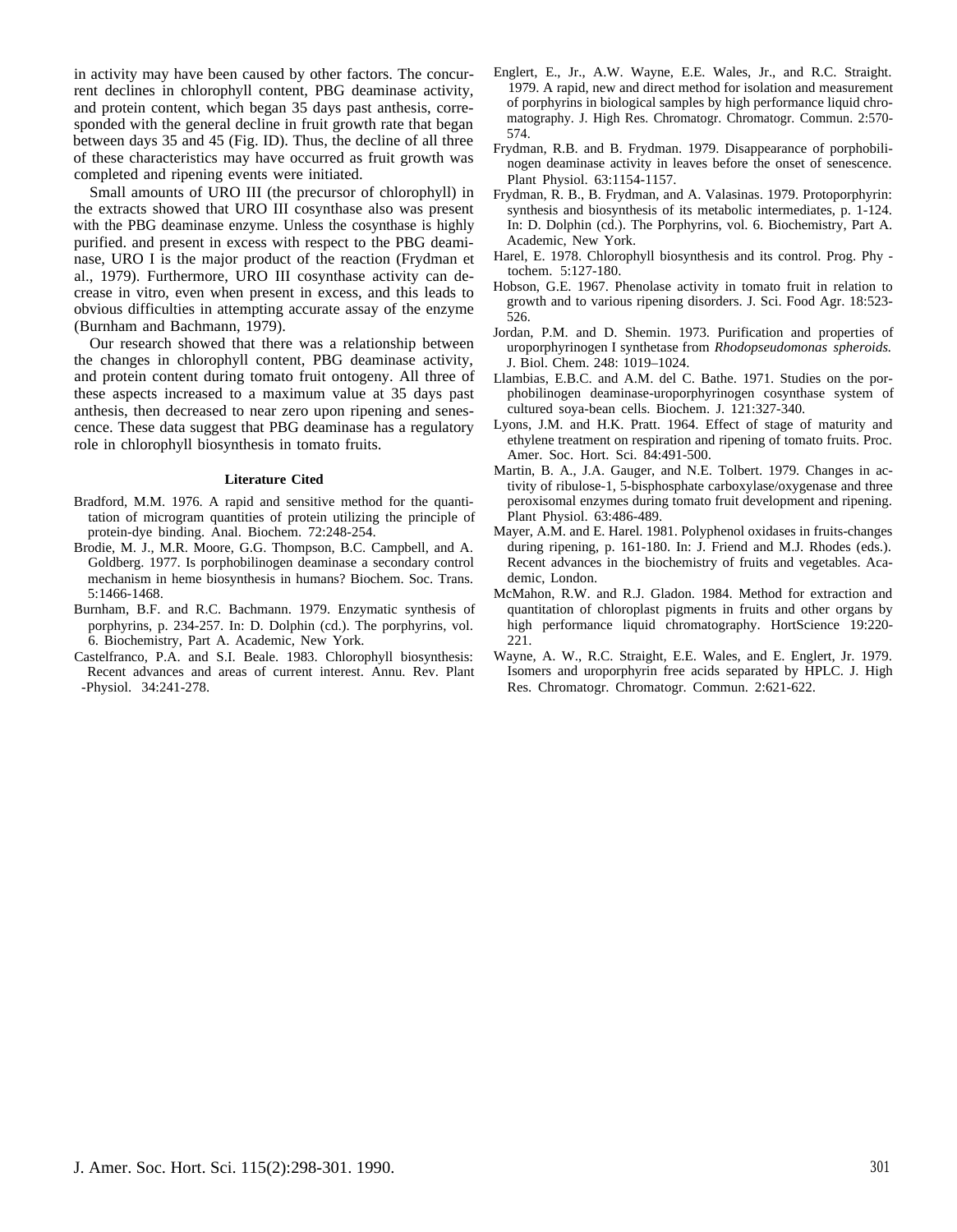in activity may have been caused by other factors. The concurrent declines in chlorophyll content, PBG deaminase activity, and protein content, which began 35 days past anthesis, corresponded with the general decline in fruit growth rate that began between days 35 and 45 (Fig. ID). Thus, the decline of all three of these characteristics may have occurred as fruit growth was completed and ripening events were initiated.

Small amounts of URO III (the precursor of chlorophyll) in the extracts showed that URO III cosynthase also was present with the PBG deaminase enzyme. Unless the cosynthase is highly purified. and present in excess with respect to the PBG deaminase, URO I is the major product of the reaction (Frydman et al., 1979). Furthermore, URO III cosynthase activity can decrease in vitro, even when present in excess, and this leads to obvious difficulties in attempting accurate assay of the enzyme (Burnham and Bachmann, 1979).

Our research showed that there was a relationship between the changes in chlorophyll content, PBG deaminase activity, and protein content during tomato fruit ontogeny. All three of these aspects increased to a maximum value at 35 days past anthesis, then decreased to near zero upon ripening and senescence. These data suggest that PBG deaminase has a regulatory role in chlorophyll biosynthesis in tomato fruits.

## Literature Cited

Bradford, M.M. 1976. A rapid and sensitive method for the quantitation of microgram quantities of protein utilizing the principle of protein-dye binding. Anal. Biochem. 72:248-254.

Brodie, M. J., M.R. Moore, G.G. Thompson, B.C. Campbell, and A. Goldberg. 1977. Is porphobilinogen deaminase a secondary control mechanism in heme biosynthesis in humans? Biochem. Soc. Trans. 5:1466-1468.

Burnham, B.F. and R.C. Bachmann. 1979. Enzymatic synthesis of porphyrins, p. 234-257. In: D. Dolphin (cd.). The porphyrins, vol. 6. Biochemistry, Part A. Academic, New York.

Castelfranco, P.A. and S.I. Beale. 1983. Chlorophyll biosynthesis: Recent advances and areas of current interest. Annu. Rev. Plant -Physiol. 34:241-278.

Englert, E., Jr., A.W. Wayne, E.E. Wales, Jr., and R.C. Straight. 1979. A rapid, new and direct method for isolation and measurement of porphyrins in biological samples by high performance liquid chromatography. J. High Res. Chromatogr. Chromatogr. Commun. 2:570-574.

Frydman, R.B. and B. Frydman. 1979. Disappearance of porphobilinogen deaminase activity in leaves before the onset of senescence. Plant Physiol. 63:1154-1157.

Frydman, R. B., B. Frydman, and A. Valasinas. 1979. Protoporphyrin: synthesis and biosynthesis of its metabolic intermediates, p. 1-124. In: D. Dolphin (cd.). The Porphyrins, vol. 6. Biochemistry, Part A. Academic, New York.

Harel, E. 1978. Chlorophyll biosynthesis and its control. Prog. Phy - tochem. 5:127-180.

Hobson, G.E. 1967. Phenolase activity in tomato fruit in relation to growth and to various ripening disorders. J. Sci. Food Agr. 18:523-526.

Jordan, P.M. and D. Shemin. 1973. Purification and properties of uroporphyrinogen I synthetase from *Rhodopseudomonas spheroids.* J. Biol. Chem. 248: 1019–1024.

Llambias, E.B.C. and A.M. del C. Bathe. 1971. Studies on the porphobilinogen deaminase-uroporphyrinogen cosynthase system of cultured soya-bean cells. Biochem. J. 121:327-340.

Lyons, J.M. and H.K. Pratt. 1964. Effect of stage of maturity and ethylene treatment on respiration and ripening of tomato fruits. Proc. Amer. Soc. Hort. Sci. 84:491-500.

Martin, B. A., J.A. Gauger, and N.E. Tolbert. 1979. Changes in activity of ribulose-1, 5-bisphosphate carboxylase/oxygenase and three peroxisomal enzymes during tomato fruit development and ripening. Plant Physiol. 63:486-489.

Mayer, A.M. and E. Harel. 1981. Polyphenol oxidases in fruits-changes during ripening, p. 161-180. In: J. Friend and M.J. Rhodes (eds.). Recent advances in the biochemistry of fruits and vegetables. Academic, London.

McMahon, R.W. and R.J. Gladon. 1984. Method for extraction and quantitation of chloroplast pigments in fruits and other organs by high performance liquid chromatography. HortScience 19:220-221.

Wayne, A. W., R.C. Straight, E.E. Wales, and E. Englert, Jr. 1979. Isomers and uroporphyrin free acids separated by HPLC. J. High Res. Chromatogr. Chromatogr. Commun. 2:621-622.